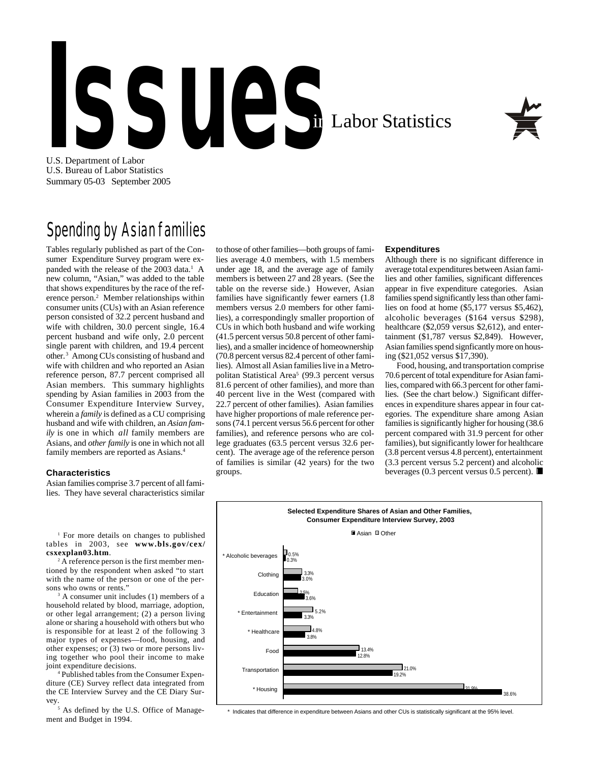# Issues in Labor Statistics

U.S. Department of Labor
U.S. Bureau of Labor Statistics
Summary 05-03 September 2005

## Spending by Asian families

Tables regularly published as part of the Consumer Expenditure Survey program were expanded with the release of the 2003 data.[1] A new column, "Asian," was added to the table that shows expenditures by the race of the reference person.[2] Member relationships within consumer units (CUs) with an Asian reference person consisted of 32.2 percent husband and wife with children, 30.0 percent single, 16.4 percent husband and wife only, 2.0 percent single parent with children, and 19.4 percent other.[3] Among CUs consisting of husband and wife with children and who reported an Asian reference person, 87.7 percent comprised all Asian members. This summary highlights spending by Asian families in 2003 from the Consumer Expenditure Interview Survey, wherein a *family* is defined as a CU comprising husband and wife with children, an *Asian family* is one in which *all* family members are Asians, and *other family* is one in which not all family members are reported as Asians.[4]

### Characteristics

Asian families comprise 3.7 percent of all families. They have several characteristics similar to those of other families—both groups of families average 4.0 members, with 1.5 members under age 18, and the average age of family members is between 27 and 28 years. (See the table on the reverse side.) However, Asian families have significantly fewer earners (1.8 members versus 2.0 members for other families), a correspondingly smaller proportion of CUs in which both husband and wife working (41.5 percent versus 50.8 percent of other families), and a smaller incidence of homeownership (70.8 percent versus 82.4 percent of other families). Almost all Asian families live in a Metropolitan Statistical Area[5] (99.3 percent versus 81.6 percent of other families), and more than 40 percent live in the West (compared with 22.7 percent of other families). Asian families have higher proportions of male reference persons (74.1 percent versus 56.6 percent for other families), and reference persons who are college graduates (63.5 percent versus 32.6 percent). The average age of the reference person of families is similar (42 years) for the two groups.

### Expenditures

Although there is no significant difference in average total expenditures between Asian families and other families, significant differences appear in five expenditure categories. Asian families spend significantly less than other families on food at home ($5,177 versus $5,462), alcoholic beverages ($164 versus $298), healthcare ($2,059 versus $2,612), and entertainment ($1,787 versus $2,849). However, Asian families spend signficantly more on housing ($21,052 versus $17,390).

Food, housing, and transportation comprise 70.6 percent of total expenditure for Asian families, compared with 66.3 percent for other families. (See the chart below.) Significant differences in expenditure shares appear in four categories. The expenditure share among Asian families is significantly higher for housing (38.6 percent compared with 31.9 percent for other families), but significantly lower for healthcare (3.8 percent versus 4.8 percent), entertainment (3.3 percent versus 5.2 percent) and alcoholic beverages (0.3 percent versus 0.5 percent).

**Selected Expenditure Shares of Asian and Other Families, Consumer Expenditure Interview Survey, 2003**

Asian  Other

\* Alcoholic beverages 0.5% 0.3%
Clothing 3.3% 3.0%
Education 2.5% 3.6%
\* Entertainment 5.2% 3.3%
\* Healthcare 4.8% 3.8%
Food 13.4% 12.8%
Transportation 21.0% 19.2%
\* Housing 31.9% 38.6%

\* Indicates that difference in expenditure between Asians and other CUs is statistically significant at the 95% level.

---

[1] For more details on changes to published tables in 2003, see **www.bls.gov/cex/csxexplan03.htm**.

[2] A reference person is the first member mentioned by the respondent when asked "to start with the name of the person or one of the persons who owns or rents."

[3] A consumer unit includes (1) members of a household related by blood, marriage, adoption, or other legal arrangement; (2) a person living alone or sharing a household with others but who is responsible for at least 2 of the following 3 major types of expenses—food, housing, and other expenses; or (3) two or more persons living together who pool their income to make joint expenditure decisions.

[4] Published tables from the Consumer Expenditure (CE) Survey reflect data integrated from the CE Interview Survey and the CE Diary Survey.

[5] As defined by the U.S. Office of Management and Budget in 1994.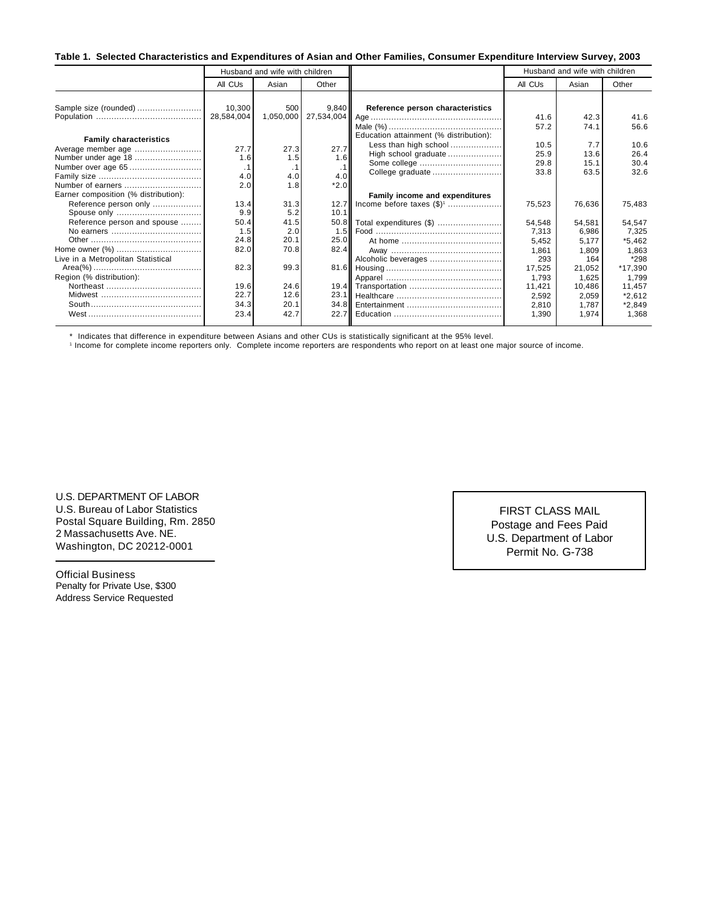**Table 1. Selected Characteristics and Expenditures of Asian and Other Families, Consumer Expenditure Interview Survey, 2003**

| | Husband and wife with children | | | | Husband and wife with children | | |
|---|---|---|---|---|---|---|---|
| | All CUs | Asian | Other | | All CUs | Asian | Other |
| Sample size (rounded) | 10,300 | 500 | 9,840 | **Reference person characteristics** | | | |
| Population | 28,584,004 | 1,050,000 | 27,534,004 | Age | 41.6 | 42.3 | 41.6 |
| | | | | Male (%) | 57.2 | 74.1 | 56.6 |
| **Family characteristics** | | | | Education attainment (% distribution): | | | |
| Average member age | 27.7 | 27.3 | 27.7 | Less than high school | 10.5 | 7.7 | 10.6 |
| Number under age 18 | 1.6 | 1.5 | 1.6 | High school graduate | 25.9 | 13.6 | 26.4 |
| Number over age 65 | .1 | .1 | .1 | Some college | 29.8 | 15.1 | 30.4 |
| Family size | 4.0 | 4.0 | 4.0 | College graduate | 33.8 | 63.5 | 32.6 |
| Number of earners | 2.0 | 1.8 | *2.0 | | | | |
| Earner composition (% distribution): | | | | **Family income and expenditures** | | | |
| Reference person only | 13.4 | 31.3 | 12.7 | Income before taxes ($)[1] | 75,523 | 76,636 | 75,483 |
| Spouse only | 9.9 | 5.2 | 10.1 | | | | |
| Reference person and spouse | 50.4 | 41.5 | 50.8 | Total expenditures ($) | 54,548 | 54,581 | 54,547 |
| No earners | 1.5 | 2.0 | 1.5 | Food | 7,313 | 6,986 | 7,325 |
| Other | 24.8 | 20.1 | 25.0 | At home | 5,452 | 5,177 | *5,462 |
| Home owner (%) | 82.0 | 70.8 | 82.4 | Away | 1,861 | 1,809 | 1,863 |
| Live in a Metropolitan Statistical | | | | Alcoholic beverages | 293 | 164 | *298 |
| Area(%) | 82.3 | 99.3 | 81.6 | Housing | 17,525 | 21,052 | *17,390 |
| Region (% distribution): | | | | Apparel | 1,793 | 1,625 | 1,799 |
| Northeast | 19.6 | 24.6 | 19.4 | Transportation | 11,421 | 10,486 | 11,457 |
| Midwest | 22.7 | 12.6 | 23.1 | Healthcare | 2,592 | 2,059 | *2,612 |
| South | 34.3 | 20.1 | 34.8 | Entertainment | 2,810 | 1,787 | *2,849 |
| West | 23.4 | 42.7 | 22.7 | Education | 1,390 | 1,974 | 1,368 |

\* Indicates that difference in expenditure between Asians and other CUs is statistically significant at the 95% level.

[1] Income for complete income reporters only. Complete income reporters are respondents who report on at least one major source of income.

U.S. DEPARTMENT OF LABOR
U.S. Bureau of Labor Statistics
Postal Square Building, Rm. 2850
2 Massachusetts Ave. NE.
Washington, DC 20212-0001

Official Business
Penalty for Private Use, $300
Address Service Requested

FIRST CLASS MAIL
Postage and Fees Paid
U.S. Department of Labor
Permit No. G-738